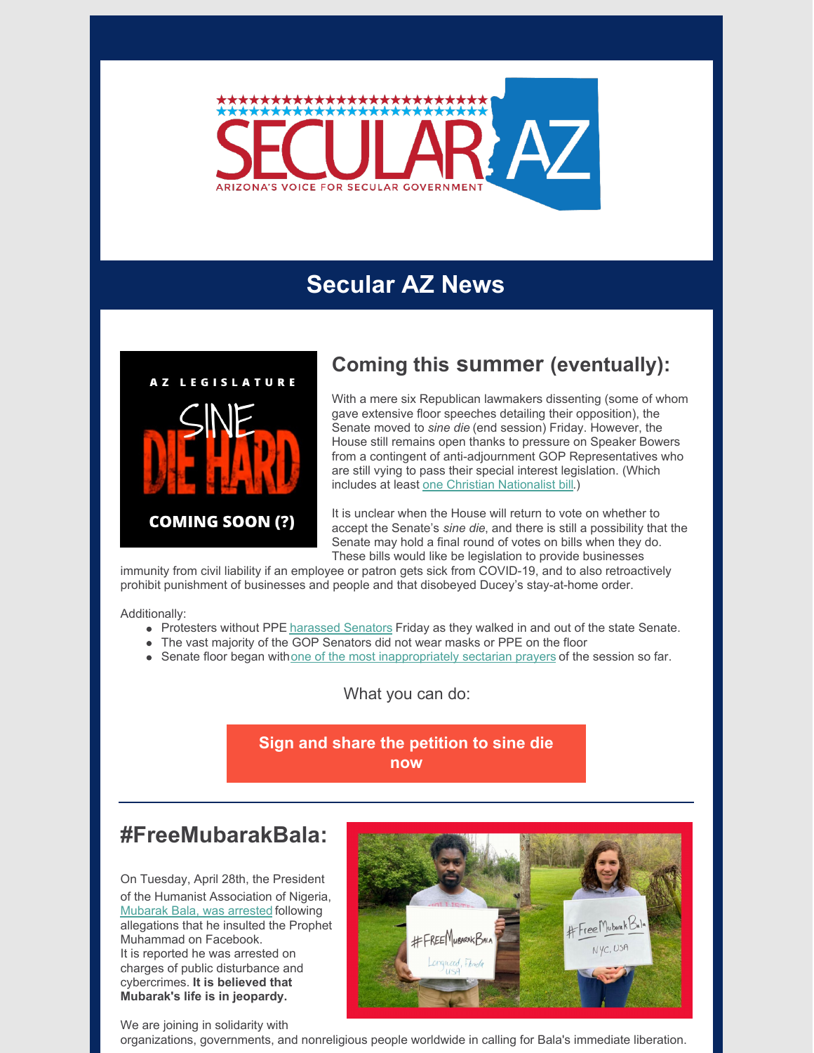# Secular AZ News

## Coming this summer (eventually):

With a mere six Republican lawmakers dissenting (some of whom gave extensive floor speeches detailing their opposition), the Senate moved to *sine die* (end session) Friday. However, the House still remains open thanks to pressure on Speaker Bowers from a contingent of anti-adjournment GOP Representatives who are still vying to pass their special interest legislation. (Which includes at least one Christian Nationalist bill.)

It is unclear when the House will return to vote on whether to accept the Senate's *sine die*, and there is still a possibility that the Senate may hold a final round of votes on bills when they do. These bills would like be legislation to provide businesses immunity from civil liability if an employee or patron gets sick from COVID-19, and to also retroactively prohibit punishment of businesses and people and that disobeyed Ducey's stay-at-home order.

Additionally:

- Protesters without PPE harassed Senators Friday as they walked in and out of the state Senate.
- The vast majority of the GOP Senators did not wear masks or PPE on the floor
- Senate floor began with one of the most inappropriately sectarian prayers of the session so far.

What you can do:

**Sign and share the petition to sine die now**

---

## #FreeMubarakBala:

On Tuesday, April 28th, the President of the Humanist Association of Nigeria, Mubarak Bala, was arrested following allegations that he insulted the Prophet Muhammad on Facebook.
It is reported he was arrested on charges of public disturbance and cybercrimes. **It is believed that Mubarak's life is in jeopardy.**

We are joining in solidarity with organizations, governments, and nonreligious people worldwide in calling for Bala's immediate liberation.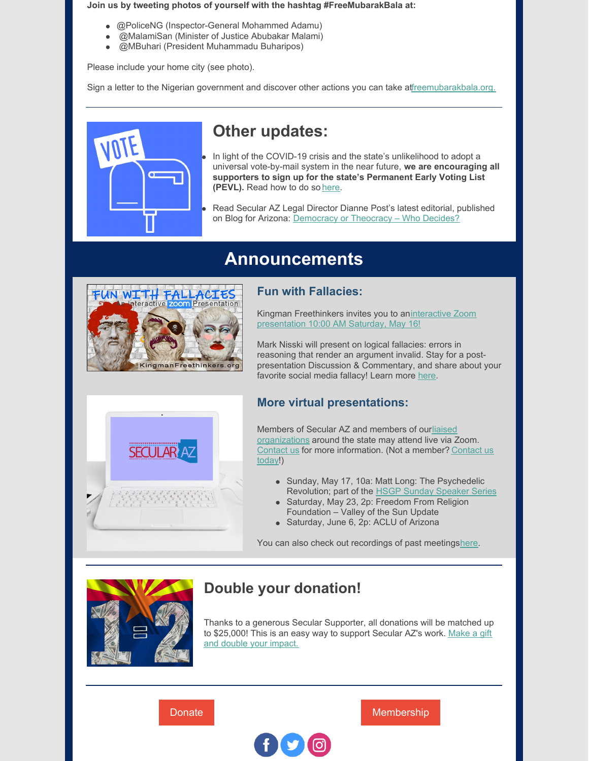**Join us by tweeting photos of yourself with the hashtag #FreeMubarakBala at:**

- @PoliceNG (Inspector-General Mohammed Adamu)
- @MalamiSan (Minister of Justice Abubakar Malami)
- @MBuhari (President Muhammadu Buharipos)

Please include your home city (see photo).

Sign a letter to the Nigerian government and discover other actions you can take atfreemubarakbala.org.

---

## Other updates:

- In light of the COVID-19 crisis and the state's unlikelihood to adopt a universal vote-by-mail system in the near future, **we are encouraging all supporters to sign up for the state's Permanent Early Voting List (PEVL).** Read how to do so here.
- Read Secular AZ Legal Director Dianne Post's latest editorial, published on Blog for Arizona: Democracy or Theocracy – Who Decides?

# Announcements

### Fun with Fallacies:

Kingman Freethinkers invites you to aninteractive Zoom presentation 10:00 AM Saturday, May 16!

Mark Nisski will present on logical fallacies: errors in reasoning that render an argument invalid. Stay for a post-presentation Discussion & Commentary, and share about your favorite social media fallacy! Learn more here.

### More virtual presentations:

Members of Secular AZ and members of ourliaised organizations around the state may attend live via Zoom. Contact us for more information. (Not a member? Contact us today!)

- Sunday, May 17, 10a: Matt Long: The Psychedelic Revolution; part of the HSGP Sunday Speaker Series
- Saturday, May 23, 2p: Freedom From Religion Foundation – Valley of the Sun Update
- Saturday, June 6, 2p: ACLU of Arizona

You can also check out recordings of past meetingshere.

---

## Double your donation!

Thanks to a generous Secular Supporter, all donations will be matched up to $25,000! This is an easy way to support Secular AZ's work. Make a gift and double your impact.

---

Donate | Membership